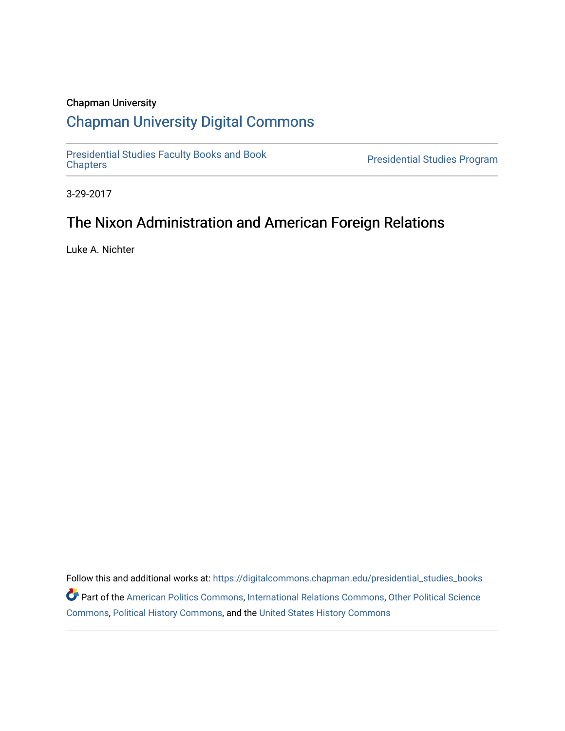Chapman University

## Chapman University Digital Commons

Presidential Studies Faculty Books and Book Chapters

Presidential Studies Program

3-29-2017

# The Nixon Administration and American Foreign Relations

Luke A. Nichter

Follow this and additional works at: https://digitalcommons.chapman.edu/presidential_studies_books

Part of the American Politics Commons, International Relations Commons, Other Political Science Commons, Political History Commons, and the United States History Commons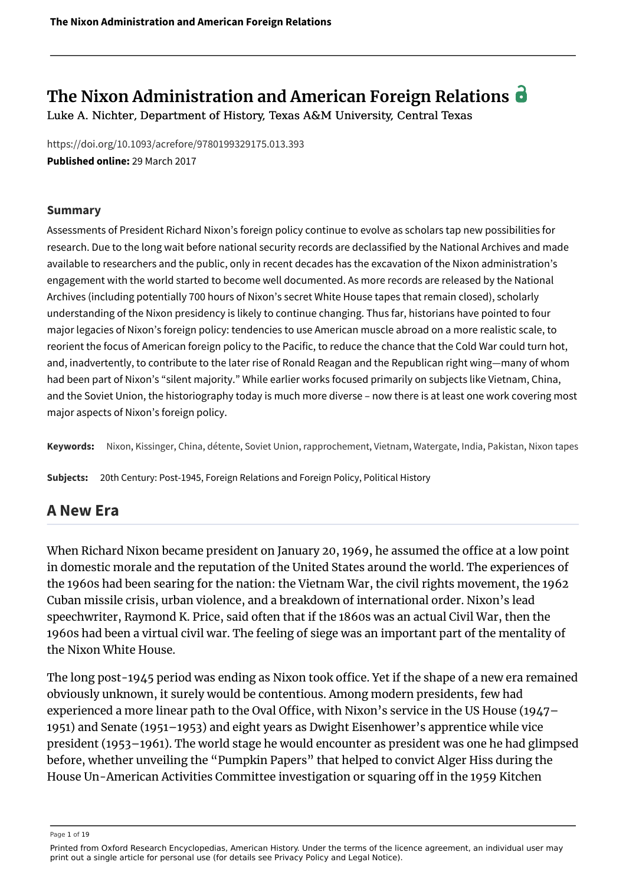# The Nixon Administration and American Foreign Relations

Luke A. Nichter, Department of History, Texas A&M University, Central Texas

https://doi.org/10.1093/acrefore/9780199329175.013.393

**Published online:** 29 March 2017

### Summary

Assessments of President Richard Nixon's foreign policy continue to evolve as scholars tap new possibilities for research. Due to the long wait before national security records are declassified by the National Archives and made available to researchers and the public, only in recent decades has the excavation of the Nixon administration's engagement with the world started to become well documented. As more records are released by the National Archives (including potentially 700 hours of Nixon's secret White House tapes that remain closed), scholarly understanding of the Nixon presidency is likely to continue changing. Thus far, historians have pointed to four major legacies of Nixon's foreign policy: tendencies to use American muscle abroad on a more realistic scale, to reorient the focus of American foreign policy to the Pacific, to reduce the chance that the Cold War could turn hot, and, inadvertently, to contribute to the later rise of Ronald Reagan and the Republican right wing—many of whom had been part of Nixon's "silent majority." While earlier works focused primarily on subjects like Vietnam, China, and the Soviet Union, the historiography today is much more diverse – now there is at least one work covering most major aspects of Nixon's foreign policy.

**Keywords:** Nixon, Kissinger, China, détente, Soviet Union, rapprochement, Vietnam, Watergate, India, Pakistan, Nixon tapes

**Subjects:** 20th Century: Post-1945, Foreign Relations and Foreign Policy, Political History

## A New Era

When Richard Nixon became president on January 20, 1969, he assumed the office at a low point in domestic morale and the reputation of the United States around the world. The experiences of the 1960s had been searing for the nation: the Vietnam War, the civil rights movement, the 1962 Cuban missile crisis, urban violence, and a breakdown of international order. Nixon's lead speechwriter, Raymond K. Price, said often that if the 1860s was an actual Civil War, then the 1960s had been a virtual civil war. The feeling of siege was an important part of the mentality of the Nixon White House.

The long post-1945 period was ending as Nixon took office. Yet if the shape of a new era remained obviously unknown, it surely would be contentious. Among modern presidents, few had experienced a more linear path to the Oval Office, with Nixon's service in the US House (1947–1951) and Senate (1951–1953) and eight years as Dwight Eisenhower's apprentice while vice president (1953–1961). The world stage he would encounter as president was one he had glimpsed before, whether unveiling the "Pumpkin Papers" that helped to convict Alger Hiss during the House Un-American Activities Committee investigation or squaring off in the 1959 Kitchen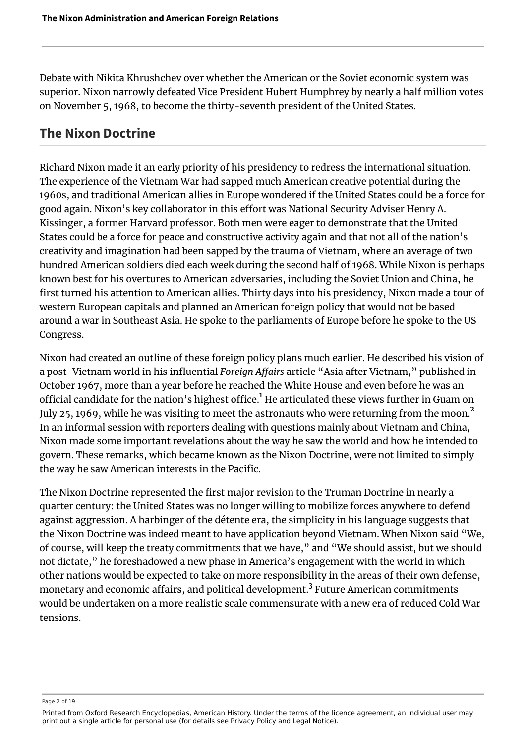Debate with Nikita Khrushchev over whether the American or the Soviet economic system was superior. Nixon narrowly defeated Vice President Hubert Humphrey by nearly a half million votes on November 5, 1968, to become the thirty-seventh president of the United States.

## The Nixon Doctrine

Richard Nixon made it an early priority of his presidency to redress the international situation. The experience of the Vietnam War had sapped much American creative potential during the 1960s, and traditional American allies in Europe wondered if the United States could be a force for good again. Nixon's key collaborator in this effort was National Security Adviser Henry A. Kissinger, a former Harvard professor. Both men were eager to demonstrate that the United States could be a force for peace and constructive activity again and that not all of the nation's creativity and imagination had been sapped by the trauma of Vietnam, where an average of two hundred American soldiers died each week during the second half of 1968. While Nixon is perhaps known best for his overtures to American adversaries, including the Soviet Union and China, he first turned his attention to American allies. Thirty days into his presidency, Nixon made a tour of western European capitals and planned an American foreign policy that would not be based around a war in Southeast Asia. He spoke to the parliaments of Europe before he spoke to the US Congress.

Nixon had created an outline of these foreign policy plans much earlier. He described his vision of a post-Vietnam world in his influential *Foreign Affairs* article "Asia after Vietnam," published in October 1967, more than a year before he reached the White House and even before he was an official candidate for the nation's highest office.[1] He articulated these views further in Guam on July 25, 1969, while he was visiting to meet the astronauts who were returning from the moon.[2] In an informal session with reporters dealing with questions mainly about Vietnam and China, Nixon made some important revelations about the way he saw the world and how he intended to govern. These remarks, which became known as the Nixon Doctrine, were not limited to simply the way he saw American interests in the Pacific.

The Nixon Doctrine represented the first major revision to the Truman Doctrine in nearly a quarter century: the United States was no longer willing to mobilize forces anywhere to defend against aggression. A harbinger of the détente era, the simplicity in his language suggests that the Nixon Doctrine was indeed meant to have application beyond Vietnam. When Nixon said "We, of course, will keep the treaty commitments that we have," and "We should assist, but we should not dictate," he foreshadowed a new phase in America's engagement with the world in which other nations would be expected to take on more responsibility in the areas of their own defense, monetary and economic affairs, and political development.[3] Future American commitments would be undertaken on a more realistic scale commensurate with a new era of reduced Cold War tensions.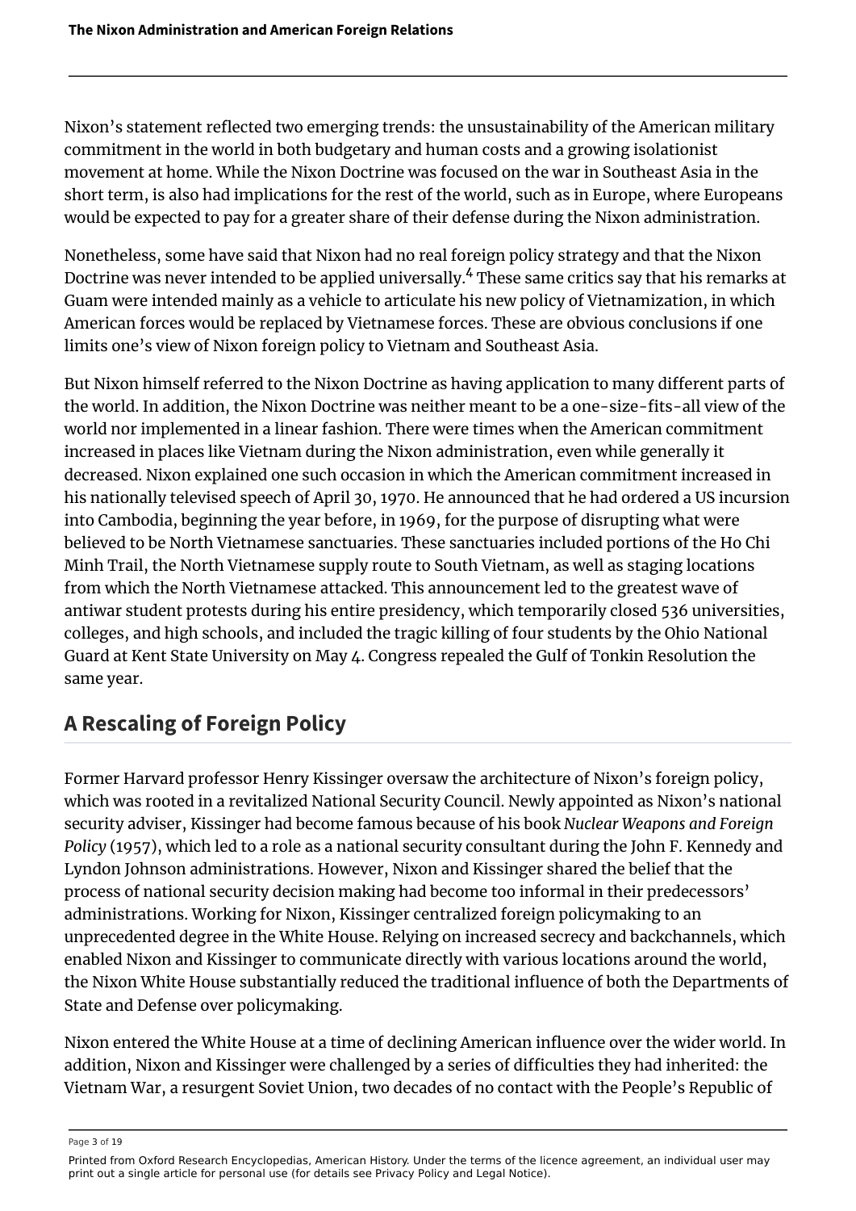Nixon's statement reflected two emerging trends: the unsustainability of the American military commitment in the world in both budgetary and human costs and a growing isolationist movement at home. While the Nixon Doctrine was focused on the war in Southeast Asia in the short term, is also had implications for the rest of the world, such as in Europe, where Europeans would be expected to pay for a greater share of their defense during the Nixon administration.

Nonetheless, some have said that Nixon had no real foreign policy strategy and that the Nixon Doctrine was never intended to be applied universally.[4] These same critics say that his remarks at Guam were intended mainly as a vehicle to articulate his new policy of Vietnamization, in which American forces would be replaced by Vietnamese forces. These are obvious conclusions if one limits one's view of Nixon foreign policy to Vietnam and Southeast Asia.

But Nixon himself referred to the Nixon Doctrine as having application to many different parts of the world. In addition, the Nixon Doctrine was neither meant to be a one-size-fits-all view of the world nor implemented in a linear fashion. There were times when the American commitment increased in places like Vietnam during the Nixon administration, even while generally it decreased. Nixon explained one such occasion in which the American commitment increased in his nationally televised speech of April 30, 1970. He announced that he had ordered a US incursion into Cambodia, beginning the year before, in 1969, for the purpose of disrupting what were believed to be North Vietnamese sanctuaries. These sanctuaries included portions of the Ho Chi Minh Trail, the North Vietnamese supply route to South Vietnam, as well as staging locations from which the North Vietnamese attacked. This announcement led to the greatest wave of antiwar student protests during his entire presidency, which temporarily closed 536 universities, colleges, and high schools, and included the tragic killing of four students by the Ohio National Guard at Kent State University on May 4. Congress repealed the Gulf of Tonkin Resolution the same year.

## A Rescaling of Foreign Policy

Former Harvard professor Henry Kissinger oversaw the architecture of Nixon's foreign policy, which was rooted in a revitalized National Security Council. Newly appointed as Nixon's national security adviser, Kissinger had become famous because of his book *Nuclear Weapons and Foreign Policy* (1957), which led to a role as a national security consultant during the John F. Kennedy and Lyndon Johnson administrations. However, Nixon and Kissinger shared the belief that the process of national security decision making had become too informal in their predecessors' administrations. Working for Nixon, Kissinger centralized foreign policymaking to an unprecedented degree in the White House. Relying on increased secrecy and backchannels, which enabled Nixon and Kissinger to communicate directly with various locations around the world, the Nixon White House substantially reduced the traditional influence of both the Departments of State and Defense over policymaking.

Nixon entered the White House at a time of declining American influence over the wider world. In addition, Nixon and Kissinger were challenged by a series of difficulties they had inherited: the Vietnam War, a resurgent Soviet Union, two decades of no contact with the People's Republic of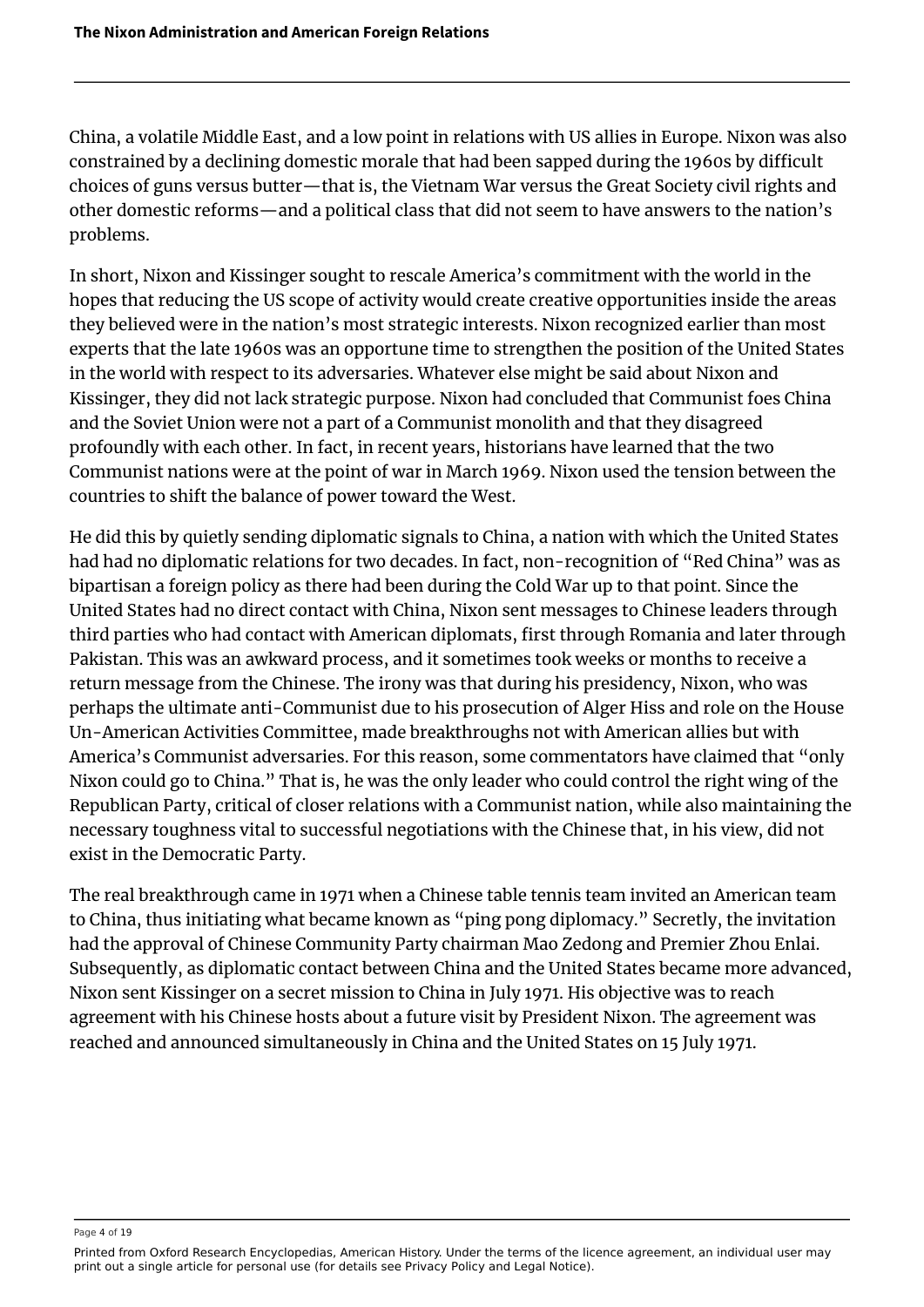China, a volatile Middle East, and a low point in relations with US allies in Europe. Nixon was also constrained by a declining domestic morale that had been sapped during the 1960s by difficult choices of guns versus butter—that is, the Vietnam War versus the Great Society civil rights and other domestic reforms—and a political class that did not seem to have answers to the nation's problems.

In short, Nixon and Kissinger sought to rescale America's commitment with the world in the hopes that reducing the US scope of activity would create creative opportunities inside the areas they believed were in the nation's most strategic interests. Nixon recognized earlier than most experts that the late 1960s was an opportune time to strengthen the position of the United States in the world with respect to its adversaries. Whatever else might be said about Nixon and Kissinger, they did not lack strategic purpose. Nixon had concluded that Communist foes China and the Soviet Union were not a part of a Communist monolith and that they disagreed profoundly with each other. In fact, in recent years, historians have learned that the two Communist nations were at the point of war in March 1969. Nixon used the tension between the countries to shift the balance of power toward the West.

He did this by quietly sending diplomatic signals to China, a nation with which the United States had had no diplomatic relations for two decades. In fact, non-recognition of "Red China" was as bipartisan a foreign policy as there had been during the Cold War up to that point. Since the United States had no direct contact with China, Nixon sent messages to Chinese leaders through third parties who had contact with American diplomats, first through Romania and later through Pakistan. This was an awkward process, and it sometimes took weeks or months to receive a return message from the Chinese. The irony was that during his presidency, Nixon, who was perhaps the ultimate anti-Communist due to his prosecution of Alger Hiss and role on the House Un-American Activities Committee, made breakthroughs not with American allies but with America's Communist adversaries. For this reason, some commentators have claimed that "only Nixon could go to China." That is, he was the only leader who could control the right wing of the Republican Party, critical of closer relations with a Communist nation, while also maintaining the necessary toughness vital to successful negotiations with the Chinese that, in his view, did not exist in the Democratic Party.

The real breakthrough came in 1971 when a Chinese table tennis team invited an American team to China, thus initiating what became known as "ping pong diplomacy." Secretly, the invitation had the approval of Chinese Community Party chairman Mao Zedong and Premier Zhou Enlai. Subsequently, as diplomatic contact between China and the United States became more advanced, Nixon sent Kissinger on a secret mission to China in July 1971. His objective was to reach agreement with his Chinese hosts about a future visit by President Nixon. The agreement was reached and announced simultaneously in China and the United States on 15 July 1971.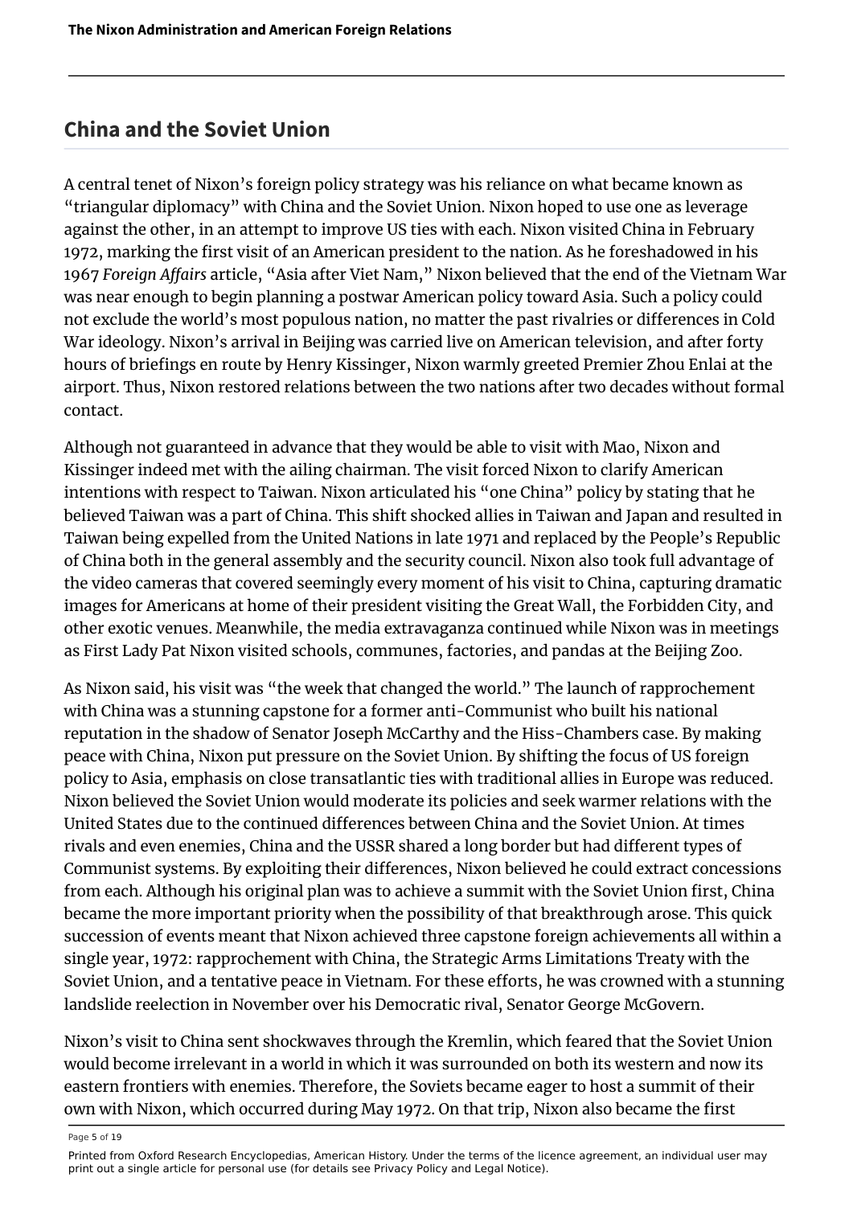## China and the Soviet Union

A central tenet of Nixon's foreign policy strategy was his reliance on what became known as "triangular diplomacy" with China and the Soviet Union. Nixon hoped to use one as leverage against the other, in an attempt to improve US ties with each. Nixon visited China in February 1972, marking the first visit of an American president to the nation. As he foreshadowed in his 1967 *Foreign Affairs* article, "Asia after Viet Nam," Nixon believed that the end of the Vietnam War was near enough to begin planning a postwar American policy toward Asia. Such a policy could not exclude the world's most populous nation, no matter the past rivalries or differences in Cold War ideology. Nixon's arrival in Beijing was carried live on American television, and after forty hours of briefings en route by Henry Kissinger, Nixon warmly greeted Premier Zhou Enlai at the airport. Thus, Nixon restored relations between the two nations after two decades without formal contact.

Although not guaranteed in advance that they would be able to visit with Mao, Nixon and Kissinger indeed met with the ailing chairman. The visit forced Nixon to clarify American intentions with respect to Taiwan. Nixon articulated his "one China" policy by stating that he believed Taiwan was a part of China. This shift shocked allies in Taiwan and Japan and resulted in Taiwan being expelled from the United Nations in late 1971 and replaced by the People's Republic of China both in the general assembly and the security council. Nixon also took full advantage of the video cameras that covered seemingly every moment of his visit to China, capturing dramatic images for Americans at home of their president visiting the Great Wall, the Forbidden City, and other exotic venues. Meanwhile, the media extravaganza continued while Nixon was in meetings as First Lady Pat Nixon visited schools, communes, factories, and pandas at the Beijing Zoo.

As Nixon said, his visit was "the week that changed the world." The launch of rapprochement with China was a stunning capstone for a former anti-Communist who built his national reputation in the shadow of Senator Joseph McCarthy and the Hiss-Chambers case. By making peace with China, Nixon put pressure on the Soviet Union. By shifting the focus of US foreign policy to Asia, emphasis on close transatlantic ties with traditional allies in Europe was reduced. Nixon believed the Soviet Union would moderate its policies and seek warmer relations with the United States due to the continued differences between China and the Soviet Union. At times rivals and even enemies, China and the USSR shared a long border but had different types of Communist systems. By exploiting their differences, Nixon believed he could extract concessions from each. Although his original plan was to achieve a summit with the Soviet Union first, China became the more important priority when the possibility of that breakthrough arose. This quick succession of events meant that Nixon achieved three capstone foreign achievements all within a single year, 1972: rapprochement with China, the Strategic Arms Limitations Treaty with the Soviet Union, and a tentative peace in Vietnam. For these efforts, he was crowned with a stunning landslide reelection in November over his Democratic rival, Senator George McGovern.

Nixon's visit to China sent shockwaves through the Kremlin, which feared that the Soviet Union would become irrelevant in a world in which it was surrounded on both its western and now its eastern frontiers with enemies. Therefore, the Soviets became eager to host a summit of their own with Nixon, which occurred during May 1972. On that trip, Nixon also became the first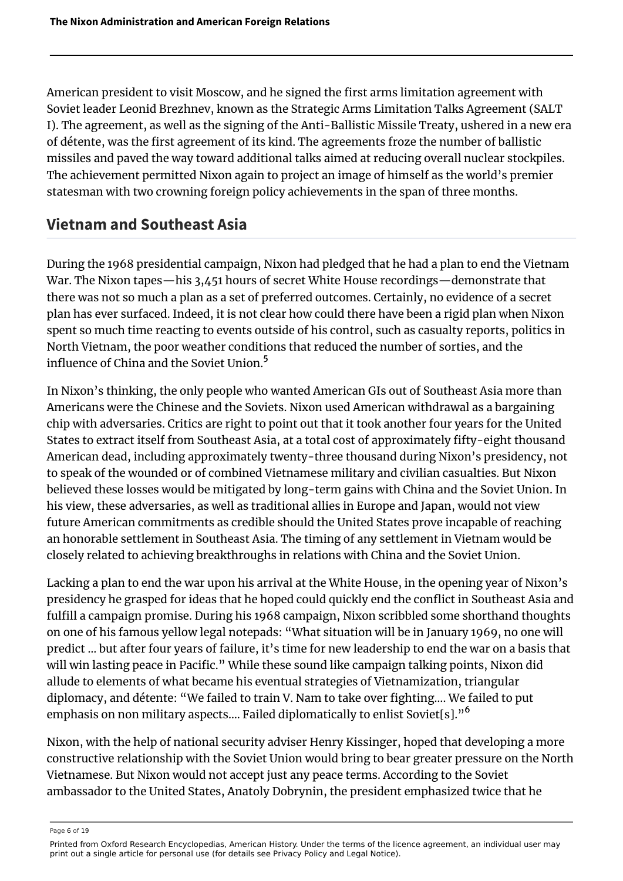American president to visit Moscow, and he signed the first arms limitation agreement with Soviet leader Leonid Brezhnev, known as the Strategic Arms Limitation Talks Agreement (SALT I). The agreement, as well as the signing of the Anti-Ballistic Missile Treaty, ushered in a new era of détente, was the first agreement of its kind. The agreements froze the number of ballistic missiles and paved the way toward additional talks aimed at reducing overall nuclear stockpiles. The achievement permitted Nixon again to project an image of himself as the world's premier statesman with two crowning foreign policy achievements in the span of three months.

## Vietnam and Southeast Asia

During the 1968 presidential campaign, Nixon had pledged that he had a plan to end the Vietnam War. The Nixon tapes—his 3,451 hours of secret White House recordings—demonstrate that there was not so much a plan as a set of preferred outcomes. Certainly, no evidence of a secret plan has ever surfaced. Indeed, it is not clear how could there have been a rigid plan when Nixon spent so much time reacting to events outside of his control, such as casualty reports, politics in North Vietnam, the poor weather conditions that reduced the number of sorties, and the influence of China and the Soviet Union.[5]

In Nixon's thinking, the only people who wanted American GIs out of Southeast Asia more than Americans were the Chinese and the Soviets. Nixon used American withdrawal as a bargaining chip with adversaries. Critics are right to point out that it took another four years for the United States to extract itself from Southeast Asia, at a total cost of approximately fifty-eight thousand American dead, including approximately twenty-three thousand during Nixon's presidency, not to speak of the wounded or of combined Vietnamese military and civilian casualties. But Nixon believed these losses would be mitigated by long-term gains with China and the Soviet Union. In his view, these adversaries, as well as traditional allies in Europe and Japan, would not view future American commitments as credible should the United States prove incapable of reaching an honorable settlement in Southeast Asia. The timing of any settlement in Vietnam would be closely related to achieving breakthroughs in relations with China and the Soviet Union.

Lacking a plan to end the war upon his arrival at the White House, in the opening year of Nixon's presidency he grasped for ideas that he hoped could quickly end the conflict in Southeast Asia and fulfill a campaign promise. During his 1968 campaign, Nixon scribbled some shorthand thoughts on one of his famous yellow legal notepads: "What situation will be in January 1969, no one will predict … but after four years of failure, it's time for new leadership to end the war on a basis that will win lasting peace in Pacific." While these sound like campaign talking points, Nixon did allude to elements of what became his eventual strategies of Vietnamization, triangular diplomacy, and détente: "We failed to train V. Nam to take over fighting.… We failed to put emphasis on non military aspects.… Failed diplomatically to enlist Soviet[s]."[6]

Nixon, with the help of national security adviser Henry Kissinger, hoped that developing a more constructive relationship with the Soviet Union would bring to bear greater pressure on the North Vietnamese. But Nixon would not accept just any peace terms. According to the Soviet ambassador to the United States, Anatoly Dobrynin, the president emphasized twice that he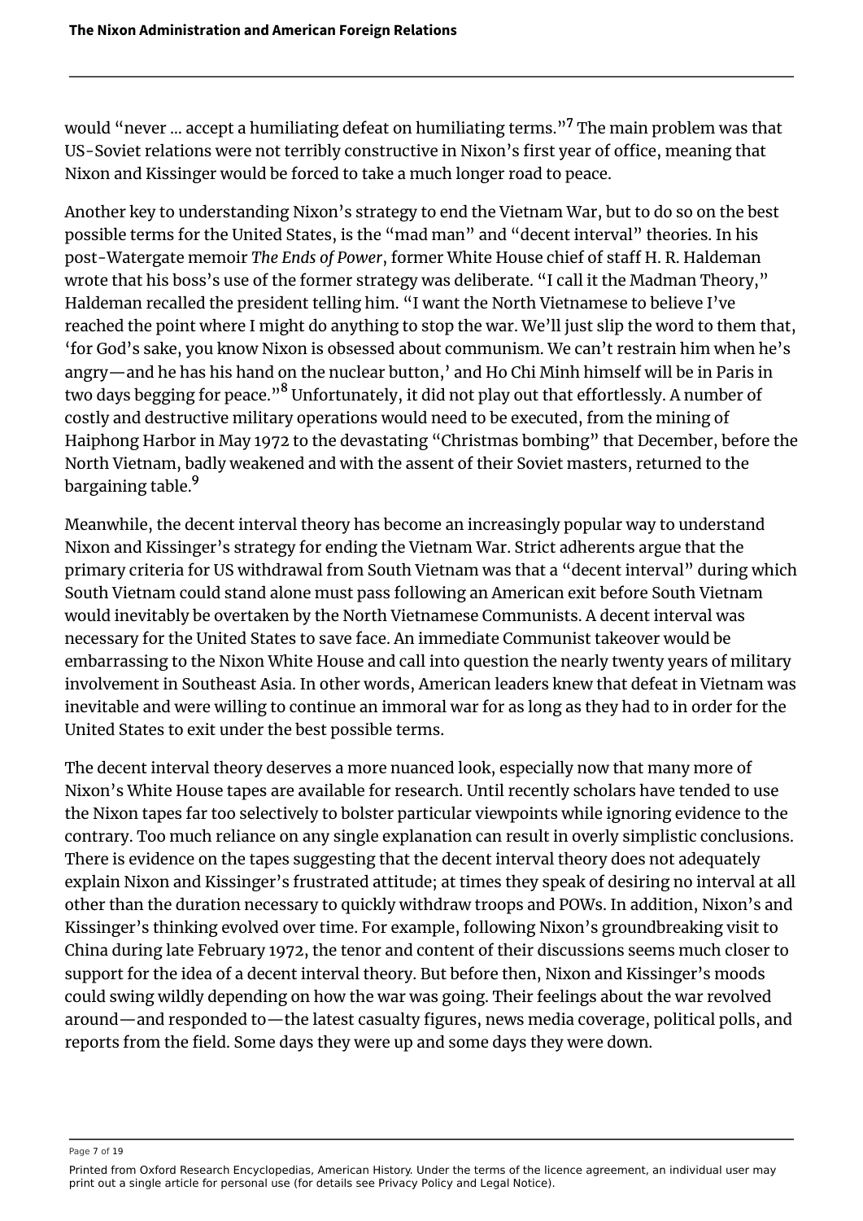would "never ... accept a humiliating defeat on humiliating terms."[7] The main problem was that US-Soviet relations were not terribly constructive in Nixon's first year of office, meaning that Nixon and Kissinger would be forced to take a much longer road to peace.

Another key to understanding Nixon's strategy to end the Vietnam War, but to do so on the best possible terms for the United States, is the "mad man" and "decent interval" theories. In his post-Watergate memoir *The Ends of Power*, former White House chief of staff H. R. Haldeman wrote that his boss's use of the former strategy was deliberate. "I call it the Madman Theory," Haldeman recalled the president telling him. "I want the North Vietnamese to believe I've reached the point where I might do anything to stop the war. We'll just slip the word to them that, 'for God's sake, you know Nixon is obsessed about communism. We can't restrain him when he's angry—and he has his hand on the nuclear button,' and Ho Chi Minh himself will be in Paris in two days begging for peace."[8] Unfortunately, it did not play out that effortlessly. A number of costly and destructive military operations would need to be executed, from the mining of Haiphong Harbor in May 1972 to the devastating "Christmas bombing" that December, before the North Vietnam, badly weakened and with the assent of their Soviet masters, returned to the bargaining table.[9]

Meanwhile, the decent interval theory has become an increasingly popular way to understand Nixon and Kissinger's strategy for ending the Vietnam War. Strict adherents argue that the primary criteria for US withdrawal from South Vietnam was that a "decent interval" during which South Vietnam could stand alone must pass following an American exit before South Vietnam would inevitably be overtaken by the North Vietnamese Communists. A decent interval was necessary for the United States to save face. An immediate Communist takeover would be embarrassing to the Nixon White House and call into question the nearly twenty years of military involvement in Southeast Asia. In other words, American leaders knew that defeat in Vietnam was inevitable and were willing to continue an immoral war for as long as they had to in order for the United States to exit under the best possible terms.

The decent interval theory deserves a more nuanced look, especially now that many more of Nixon's White House tapes are available for research. Until recently scholars have tended to use the Nixon tapes far too selectively to bolster particular viewpoints while ignoring evidence to the contrary. Too much reliance on any single explanation can result in overly simplistic conclusions. There is evidence on the tapes suggesting that the decent interval theory does not adequately explain Nixon and Kissinger's frustrated attitude; at times they speak of desiring no interval at all other than the duration necessary to quickly withdraw troops and POWs. In addition, Nixon's and Kissinger's thinking evolved over time. For example, following Nixon's groundbreaking visit to China during late February 1972, the tenor and content of their discussions seems much closer to support for the idea of a decent interval theory. But before then, Nixon and Kissinger's moods could swing wildly depending on how the war was going. Their feelings about the war revolved around—and responded to—the latest casualty figures, news media coverage, political polls, and reports from the field. Some days they were up and some days they were down.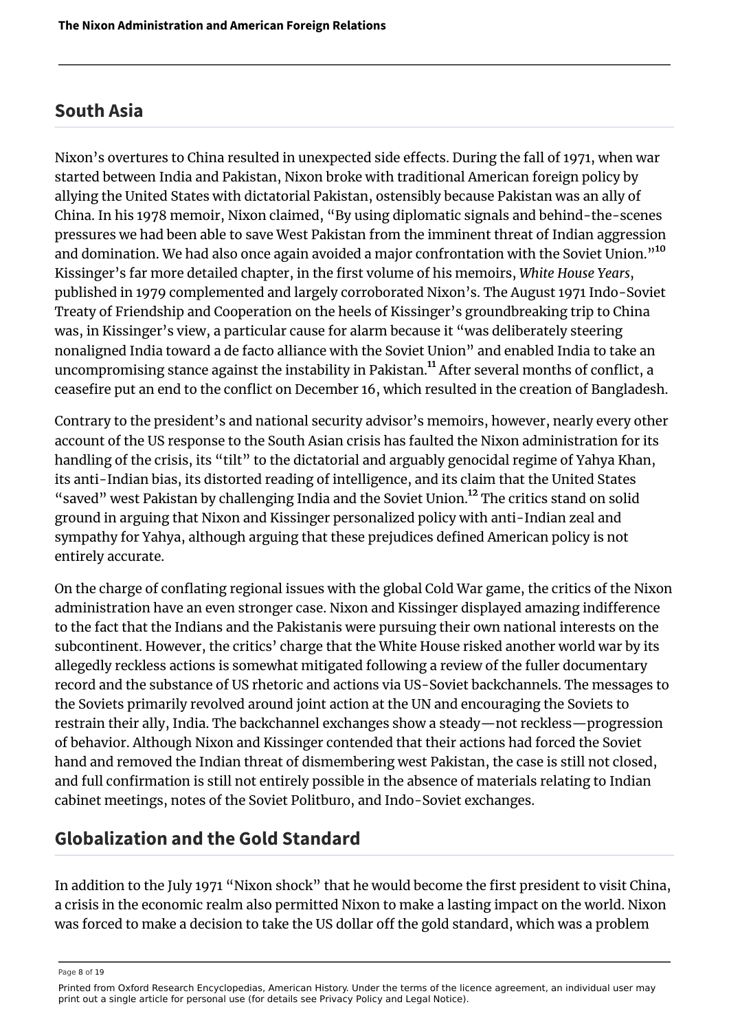## South Asia

Nixon's overtures to China resulted in unexpected side effects. During the fall of 1971, when war started between India and Pakistan, Nixon broke with traditional American foreign policy by allying the United States with dictatorial Pakistan, ostensibly because Pakistan was an ally of China. In his 1978 memoir, Nixon claimed, "By using diplomatic signals and behind-the-scenes pressures we had been able to save West Pakistan from the imminent threat of Indian aggression and domination. We had also once again avoided a major confrontation with the Soviet Union."[10] Kissinger's far more detailed chapter, in the first volume of his memoirs, *White House Years*, published in 1979 complemented and largely corroborated Nixon's. The August 1971 Indo-Soviet Treaty of Friendship and Cooperation on the heels of Kissinger's groundbreaking trip to China was, in Kissinger's view, a particular cause for alarm because it "was deliberately steering nonaligned India toward a de facto alliance with the Soviet Union" and enabled India to take an uncompromising stance against the instability in Pakistan.[11] After several months of conflict, a ceasefire put an end to the conflict on December 16, which resulted in the creation of Bangladesh.

Contrary to the president's and national security advisor's memoirs, however, nearly every other account of the US response to the South Asian crisis has faulted the Nixon administration for its handling of the crisis, its "tilt" to the dictatorial and arguably genocidal regime of Yahya Khan, its anti-Indian bias, its distorted reading of intelligence, and its claim that the United States "saved" west Pakistan by challenging India and the Soviet Union.[12] The critics stand on solid ground in arguing that Nixon and Kissinger personalized policy with anti-Indian zeal and sympathy for Yahya, although arguing that these prejudices defined American policy is not entirely accurate.

On the charge of conflating regional issues with the global Cold War game, the critics of the Nixon administration have an even stronger case. Nixon and Kissinger displayed amazing indifference to the fact that the Indians and the Pakistanis were pursuing their own national interests on the subcontinent. However, the critics' charge that the White House risked another world war by its allegedly reckless actions is somewhat mitigated following a review of the fuller documentary record and the substance of US rhetoric and actions via US-Soviet backchannels. The messages to the Soviets primarily revolved around joint action at the UN and encouraging the Soviets to restrain their ally, India. The backchannel exchanges show a steady—not reckless—progression of behavior. Although Nixon and Kissinger contended that their actions had forced the Soviet hand and removed the Indian threat of dismembering west Pakistan, the case is still not closed, and full confirmation is still not entirely possible in the absence of materials relating to Indian cabinet meetings, notes of the Soviet Politburo, and Indo-Soviet exchanges.

## Globalization and the Gold Standard

In addition to the July 1971 "Nixon shock" that he would become the first president to visit China, a crisis in the economic realm also permitted Nixon to make a lasting impact on the world. Nixon was forced to make a decision to take the US dollar off the gold standard, which was a problem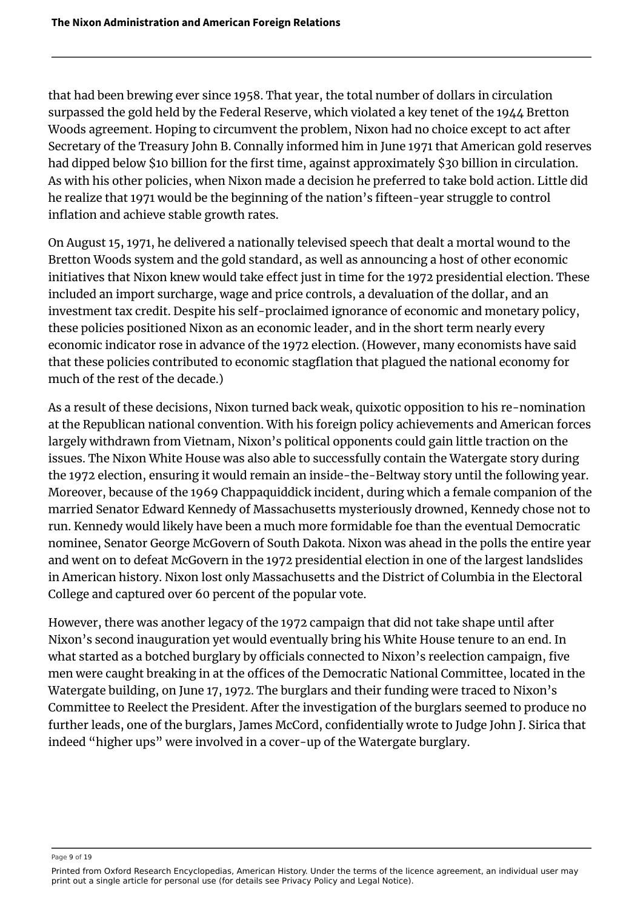that had been brewing ever since 1958. That year, the total number of dollars in circulation surpassed the gold held by the Federal Reserve, which violated a key tenet of the 1944 Bretton Woods agreement. Hoping to circumvent the problem, Nixon had no choice except to act after Secretary of the Treasury John B. Connally informed him in June 1971 that American gold reserves had dipped below $10 billion for the first time, against approximately $30 billion in circulation. As with his other policies, when Nixon made a decision he preferred to take bold action. Little did he realize that 1971 would be the beginning of the nation's fifteen-year struggle to control inflation and achieve stable growth rates.

On August 15, 1971, he delivered a nationally televised speech that dealt a mortal wound to the Bretton Woods system and the gold standard, as well as announcing a host of other economic initiatives that Nixon knew would take effect just in time for the 1972 presidential election. These included an import surcharge, wage and price controls, a devaluation of the dollar, and an investment tax credit. Despite his self-proclaimed ignorance of economic and monetary policy, these policies positioned Nixon as an economic leader, and in the short term nearly every economic indicator rose in advance of the 1972 election. (However, many economists have said that these policies contributed to economic stagflation that plagued the national economy for much of the rest of the decade.)

As a result of these decisions, Nixon turned back weak, quixotic opposition to his re-nomination at the Republican national convention. With his foreign policy achievements and American forces largely withdrawn from Vietnam, Nixon's political opponents could gain little traction on the issues. The Nixon White House was also able to successfully contain the Watergate story during the 1972 election, ensuring it would remain an inside-the-Beltway story until the following year. Moreover, because of the 1969 Chappaquiddick incident, during which a female companion of the married Senator Edward Kennedy of Massachusetts mysteriously drowned, Kennedy chose not to run. Kennedy would likely have been a much more formidable foe than the eventual Democratic nominee, Senator George McGovern of South Dakota. Nixon was ahead in the polls the entire year and went on to defeat McGovern in the 1972 presidential election in one of the largest landslides in American history. Nixon lost only Massachusetts and the District of Columbia in the Electoral College and captured over 60 percent of the popular vote.

However, there was another legacy of the 1972 campaign that did not take shape until after Nixon's second inauguration yet would eventually bring his White House tenure to an end. In what started as a botched burglary by officials connected to Nixon's reelection campaign, five men were caught breaking in at the offices of the Democratic National Committee, located in the Watergate building, on June 17, 1972. The burglars and their funding were traced to Nixon's Committee to Reelect the President. After the investigation of the burglars seemed to produce no further leads, one of the burglars, James McCord, confidentially wrote to Judge John J. Sirica that indeed "higher ups" were involved in a cover-up of the Watergate burglary.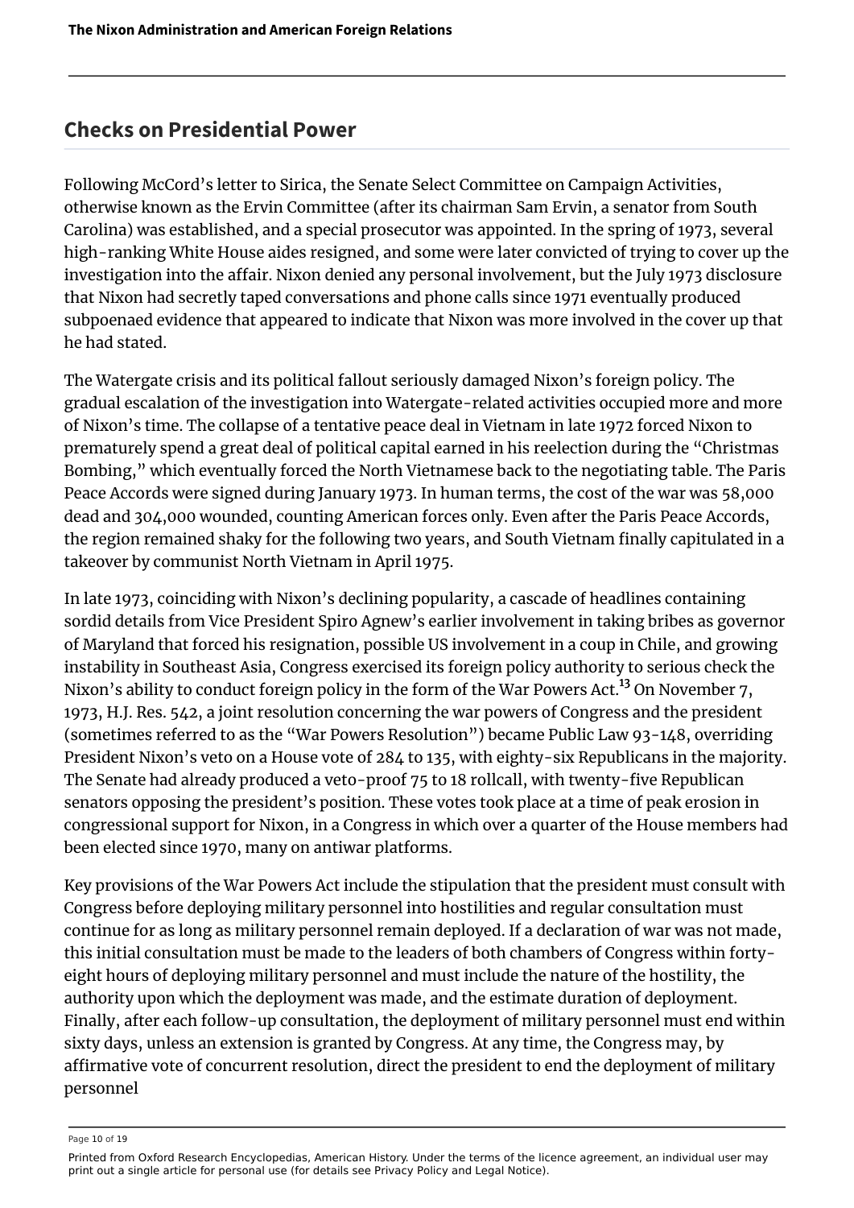## Checks on Presidential Power

Following McCord's letter to Sirica, the Senate Select Committee on Campaign Activities, otherwise known as the Ervin Committee (after its chairman Sam Ervin, a senator from South Carolina) was established, and a special prosecutor was appointed. In the spring of 1973, several high-ranking White House aides resigned, and some were later convicted of trying to cover up the investigation into the affair. Nixon denied any personal involvement, but the July 1973 disclosure that Nixon had secretly taped conversations and phone calls since 1971 eventually produced subpoenaed evidence that appeared to indicate that Nixon was more involved in the cover up that he had stated.

The Watergate crisis and its political fallout seriously damaged Nixon's foreign policy. The gradual escalation of the investigation into Watergate-related activities occupied more and more of Nixon's time. The collapse of a tentative peace deal in Vietnam in late 1972 forced Nixon to prematurely spend a great deal of political capital earned in his reelection during the "Christmas Bombing," which eventually forced the North Vietnamese back to the negotiating table. The Paris Peace Accords were signed during January 1973. In human terms, the cost of the war was 58,000 dead and 304,000 wounded, counting American forces only. Even after the Paris Peace Accords, the region remained shaky for the following two years, and South Vietnam finally capitulated in a takeover by communist North Vietnam in April 1975.

In late 1973, coinciding with Nixon's declining popularity, a cascade of headlines containing sordid details from Vice President Spiro Agnew's earlier involvement in taking bribes as governor of Maryland that forced his resignation, possible US involvement in a coup in Chile, and growing instability in Southeast Asia, Congress exercised its foreign policy authority to serious check the Nixon's ability to conduct foreign policy in the form of the War Powers Act.[13] On November 7, 1973, H.J. Res. 542, a joint resolution concerning the war powers of Congress and the president (sometimes referred to as the "War Powers Resolution") became Public Law 93-148, overriding President Nixon's veto on a House vote of 284 to 135, with eighty-six Republicans in the majority. The Senate had already produced a veto-proof 75 to 18 rollcall, with twenty-five Republican senators opposing the president's position. These votes took place at a time of peak erosion in congressional support for Nixon, in a Congress in which over a quarter of the House members had been elected since 1970, many on antiwar platforms.

Key provisions of the War Powers Act include the stipulation that the president must consult with Congress before deploying military personnel into hostilities and regular consultation must continue for as long as military personnel remain deployed. If a declaration of war was not made, this initial consultation must be made to the leaders of both chambers of Congress within forty-eight hours of deploying military personnel and must include the nature of the hostility, the authority upon which the deployment was made, and the estimate duration of deployment. Finally, after each follow-up consultation, the deployment of military personnel must end within sixty days, unless an extension is granted by Congress. At any time, the Congress may, by affirmative vote of concurrent resolution, direct the president to end the deployment of military personnel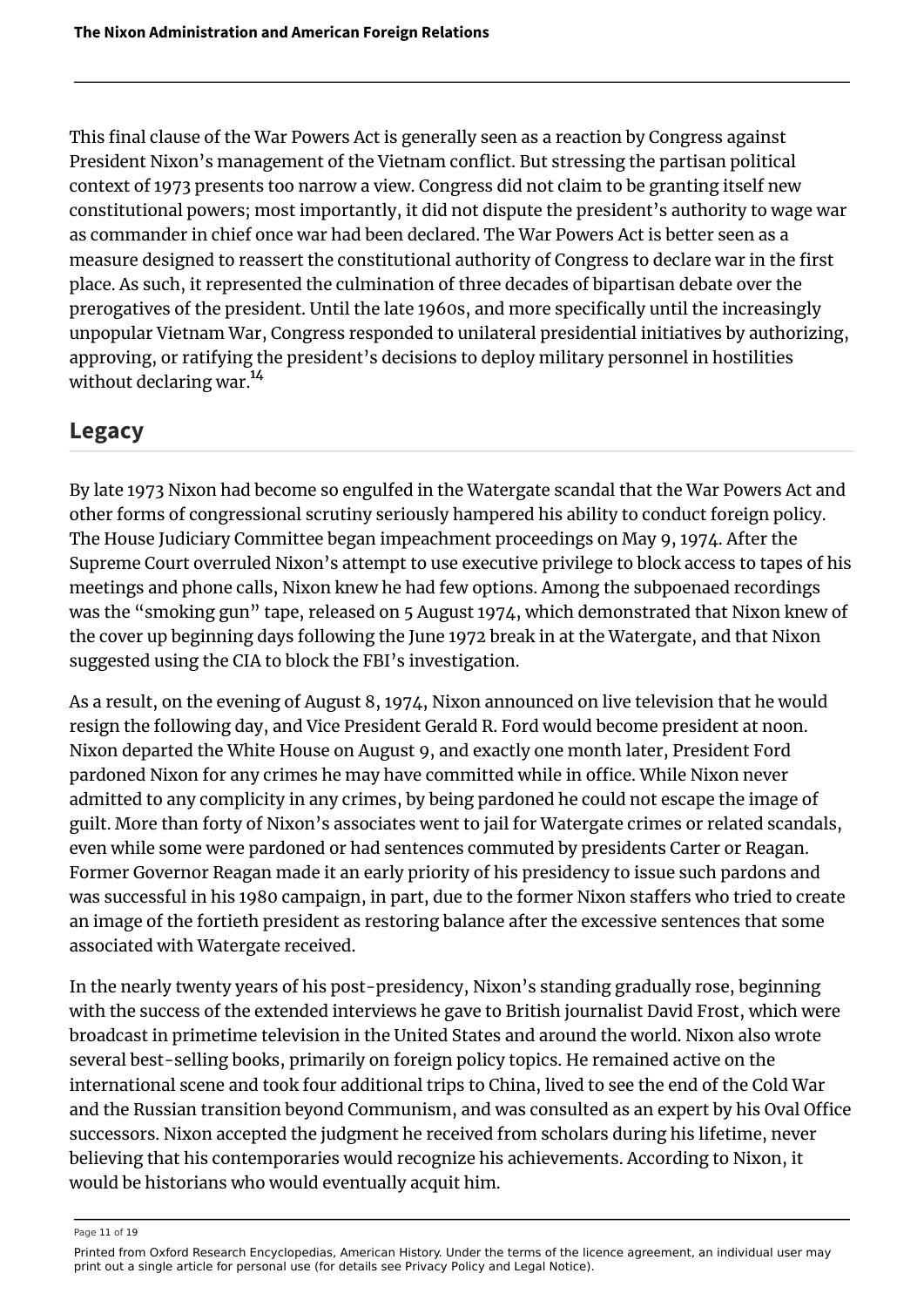This final clause of the War Powers Act is generally seen as a reaction by Congress against President Nixon's management of the Vietnam conflict. But stressing the partisan political context of 1973 presents too narrow a view. Congress did not claim to be granting itself new constitutional powers; most importantly, it did not dispute the president's authority to wage war as commander in chief once war had been declared. The War Powers Act is better seen as a measure designed to reassert the constitutional authority of Congress to declare war in the first place. As such, it represented the culmination of three decades of bipartisan debate over the prerogatives of the president. Until the late 1960s, and more specifically until the increasingly unpopular Vietnam War, Congress responded to unilateral presidential initiatives by authorizing, approving, or ratifying the president's decisions to deploy military personnel in hostilities without declaring war.[14]

## Legacy

By late 1973 Nixon had become so engulfed in the Watergate scandal that the War Powers Act and other forms of congressional scrutiny seriously hampered his ability to conduct foreign policy. The House Judiciary Committee began impeachment proceedings on May 9, 1974. After the Supreme Court overruled Nixon's attempt to use executive privilege to block access to tapes of his meetings and phone calls, Nixon knew he had few options. Among the subpoenaed recordings was the "smoking gun" tape, released on 5 August 1974, which demonstrated that Nixon knew of the cover up beginning days following the June 1972 break in at the Watergate, and that Nixon suggested using the CIA to block the FBI's investigation.

As a result, on the evening of August 8, 1974, Nixon announced on live television that he would resign the following day, and Vice President Gerald R. Ford would become president at noon. Nixon departed the White House on August 9, and exactly one month later, President Ford pardoned Nixon for any crimes he may have committed while in office. While Nixon never admitted to any complicity in any crimes, by being pardoned he could not escape the image of guilt. More than forty of Nixon's associates went to jail for Watergate crimes or related scandals, even while some were pardoned or had sentences commuted by presidents Carter or Reagan. Former Governor Reagan made it an early priority of his presidency to issue such pardons and was successful in his 1980 campaign, in part, due to the former Nixon staffers who tried to create an image of the fortieth president as restoring balance after the excessive sentences that some associated with Watergate received.

In the nearly twenty years of his post-presidency, Nixon's standing gradually rose, beginning with the success of the extended interviews he gave to British journalist David Frost, which were broadcast in primetime television in the United States and around the world. Nixon also wrote several best-selling books, primarily on foreign policy topics. He remained active on the international scene and took four additional trips to China, lived to see the end of the Cold War and the Russian transition beyond Communism, and was consulted as an expert by his Oval Office successors. Nixon accepted the judgment he received from scholars during his lifetime, never believing that his contemporaries would recognize his achievements. According to Nixon, it would be historians who would eventually acquit him.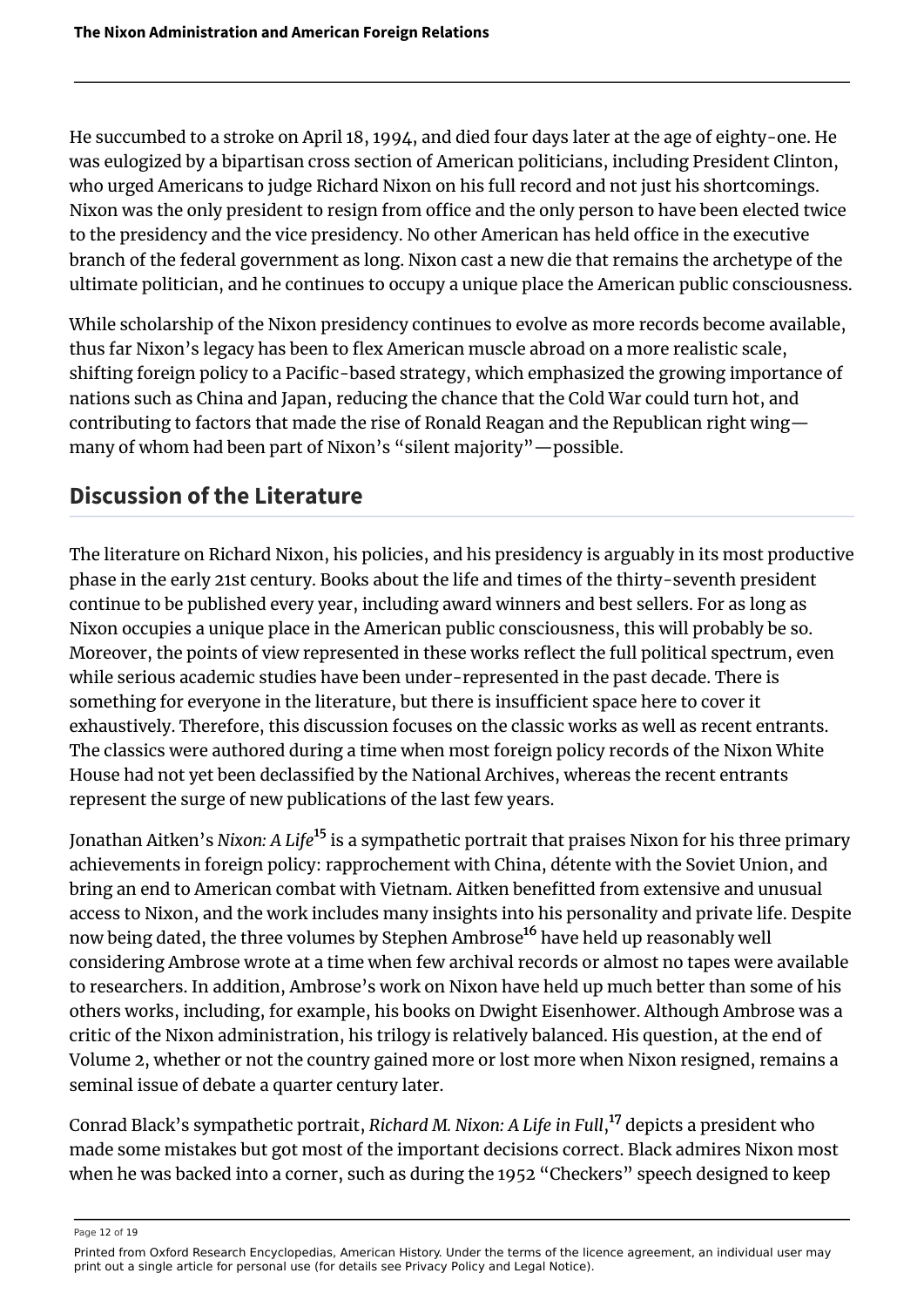He succumbed to a stroke on April 18, 1994, and died four days later at the age of eighty-one. He was eulogized by a bipartisan cross section of American politicians, including President Clinton, who urged Americans to judge Richard Nixon on his full record and not just his shortcomings. Nixon was the only president to resign from office and the only person to have been elected twice to the presidency and the vice presidency. No other American has held office in the executive branch of the federal government as long. Nixon cast a new die that remains the archetype of the ultimate politician, and he continues to occupy a unique place the American public consciousness.

While scholarship of the Nixon presidency continues to evolve as more records become available, thus far Nixon's legacy has been to flex American muscle abroad on a more realistic scale, shifting foreign policy to a Pacific-based strategy, which emphasized the growing importance of nations such as China and Japan, reducing the chance that the Cold War could turn hot, and contributing to factors that made the rise of Ronald Reagan and the Republican right wing—many of whom had been part of Nixon's "silent majority"—possible.

## Discussion of the Literature

The literature on Richard Nixon, his policies, and his presidency is arguably in its most productive phase in the early 21st century. Books about the life and times of the thirty-seventh president continue to be published every year, including award winners and best sellers. For as long as Nixon occupies a unique place in the American public consciousness, this will probably be so. Moreover, the points of view represented in these works reflect the full political spectrum, even while serious academic studies have been under-represented in the past decade. There is something for everyone in the literature, but there is insufficient space here to cover it exhaustively. Therefore, this discussion focuses on the classic works as well as recent entrants. The classics were authored during a time when most foreign policy records of the Nixon White House had not yet been declassified by the National Archives, whereas the recent entrants represent the surge of new publications of the last few years.

Jonathan Aitken's *Nixon: A Life*[15] is a sympathetic portrait that praises Nixon for his three primary achievements in foreign policy: rapprochement with China, détente with the Soviet Union, and bring an end to American combat with Vietnam. Aitken benefitted from extensive and unusual access to Nixon, and the work includes many insights into his personality and private life. Despite now being dated, the three volumes by Stephen Ambrose[16] have held up reasonably well considering Ambrose wrote at a time when few archival records or almost no tapes were available to researchers. In addition, Ambrose's work on Nixon have held up much better than some of his others works, including, for example, his books on Dwight Eisenhower. Although Ambrose was a critic of the Nixon administration, his trilogy is relatively balanced. His question, at the end of Volume 2, whether or not the country gained more or lost more when Nixon resigned, remains a seminal issue of debate a quarter century later.

Conrad Black's sympathetic portrait, *Richard M. Nixon: A Life in Full*,[17] depicts a president who made some mistakes but got most of the important decisions correct. Black admires Nixon most when he was backed into a corner, such as during the 1952 "Checkers" speech designed to keep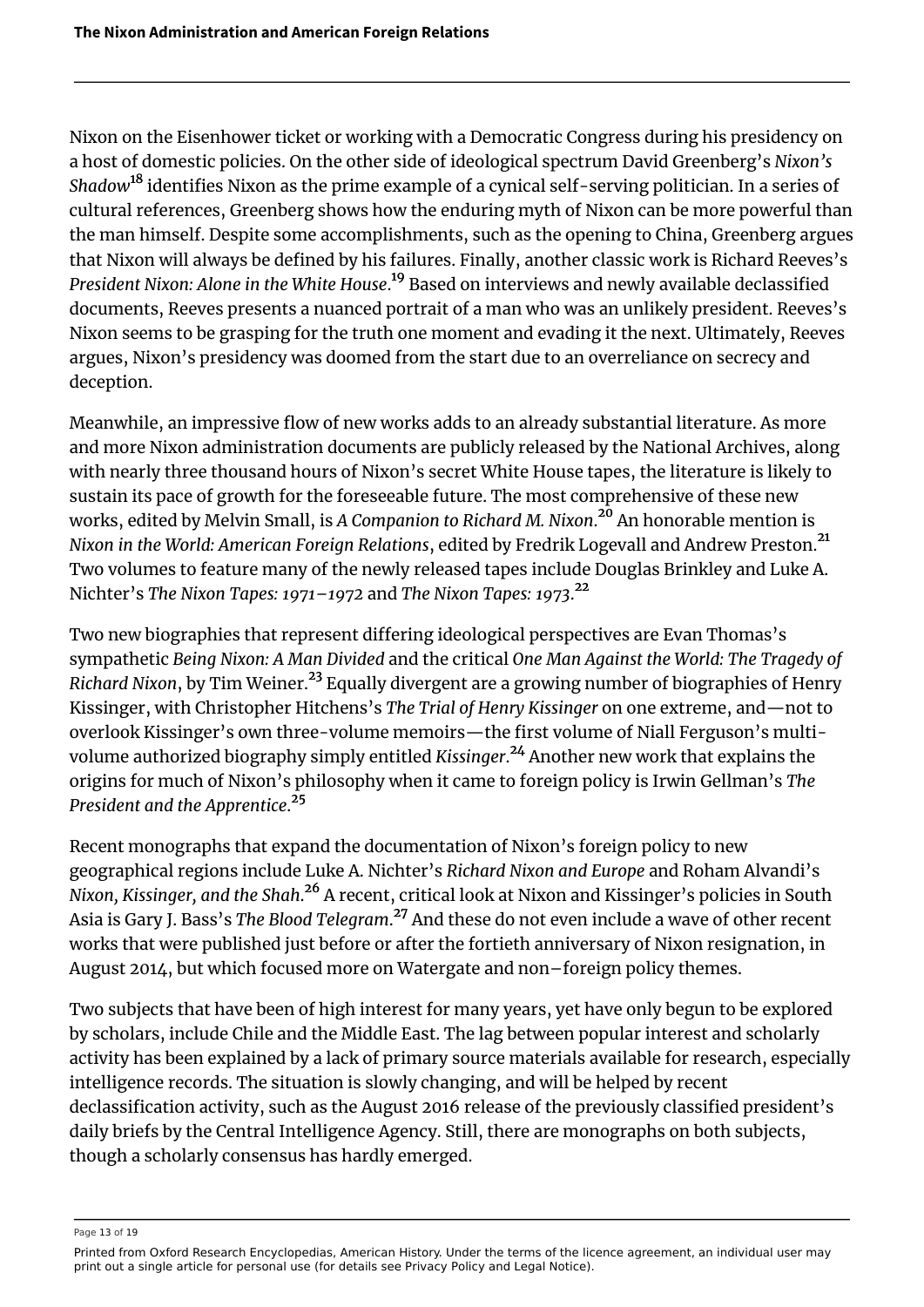Nixon on the Eisenhower ticket or working with a Democratic Congress during his presidency on a host of domestic policies. On the other side of ideological spectrum David Greenberg's *Nixon's Shadow*[18] identifies Nixon as the prime example of a cynical self-serving politician. In a series of cultural references, Greenberg shows how the enduring myth of Nixon can be more powerful than the man himself. Despite some accomplishments, such as the opening to China, Greenberg argues that Nixon will always be defined by his failures. Finally, another classic work is Richard Reeves's *President Nixon: Alone in the White House*.[19] Based on interviews and newly available declassified documents, Reeves presents a nuanced portrait of a man who was an unlikely president. Reeves's Nixon seems to be grasping for the truth one moment and evading it the next. Ultimately, Reeves argues, Nixon's presidency was doomed from the start due to an overreliance on secrecy and deception.

Meanwhile, an impressive flow of new works adds to an already substantial literature. As more and more Nixon administration documents are publicly released by the National Archives, along with nearly three thousand hours of Nixon's secret White House tapes, the literature is likely to sustain its pace of growth for the foreseeable future. The most comprehensive of these new works, edited by Melvin Small, is *A Companion to Richard M. Nixon*.[20] An honorable mention is *Nixon in the World: American Foreign Relations*, edited by Fredrik Logevall and Andrew Preston.[21] Two volumes to feature many of the newly released tapes include Douglas Brinkley and Luke A. Nichter's *The Nixon Tapes: 1971–1972* and *The Nixon Tapes: 1973*.[22]

Two new biographies that represent differing ideological perspectives are Evan Thomas's sympathetic *Being Nixon: A Man Divided* and the critical *One Man Against the World: The Tragedy of Richard Nixon*, by Tim Weiner.[23] Equally divergent are a growing number of biographies of Henry Kissinger, with Christopher Hitchens's *The Trial of Henry Kissinger* on one extreme, and—not to overlook Kissinger's own three-volume memoirs—the first volume of Niall Ferguson's multi-volume authorized biography simply entitled *Kissinger*.[24] Another new work that explains the origins for much of Nixon's philosophy when it came to foreign policy is Irwin Gellman's *The President and the Apprentice*.[25]

Recent monographs that expand the documentation of Nixon's foreign policy to new geographical regions include Luke A. Nichter's *Richard Nixon and Europe* and Roham Alvandi's *Nixon, Kissinger, and the Shah*.[26] A recent, critical look at Nixon and Kissinger's policies in South Asia is Gary J. Bass's *The Blood Telegram*.[27] And these do not even include a wave of other recent works that were published just before or after the fortieth anniversary of Nixon resignation, in August 2014, but which focused more on Watergate and non–foreign policy themes.

Two subjects that have been of high interest for many years, yet have only begun to be explored by scholars, include Chile and the Middle East. The lag between popular interest and scholarly activity has been explained by a lack of primary source materials available for research, especially intelligence records. The situation is slowly changing, and will be helped by recent declassification activity, such as the August 2016 release of the previously classified president's daily briefs by the Central Intelligence Agency. Still, there are monographs on both subjects, though a scholarly consensus has hardly emerged.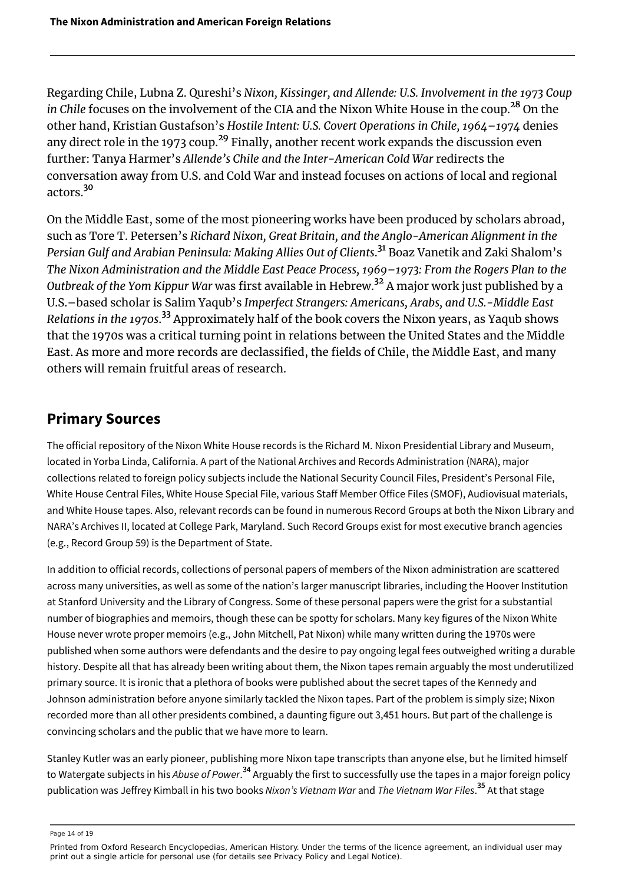Regarding Chile, Lubna Z. Qureshi's *Nixon, Kissinger, and Allende: U.S. Involvement in the 1973 Coup in Chile* focuses on the involvement of the CIA and the Nixon White House in the coup.[28] On the other hand, Kristian Gustafson's *Hostile Intent: U.S. Covert Operations in Chile, 1964–1974* denies any direct role in the 1973 coup.[29] Finally, another recent work expands the discussion even further: Tanya Harmer's *Allende's Chile and the Inter-American Cold War* redirects the conversation away from U.S. and Cold War and instead focuses on actions of local and regional actors.[30]

On the Middle East, some of the most pioneering works have been produced by scholars abroad, such as Tore T. Petersen's *Richard Nixon, Great Britain, and the Anglo-American Alignment in the Persian Gulf and Arabian Peninsula: Making Allies Out of Clients*.[31] Boaz Vanetik and Zaki Shalom's *The Nixon Administration and the Middle East Peace Process, 1969–1973: From the Rogers Plan to the Outbreak of the Yom Kippur War* was first available in Hebrew.[32] A major work just published by a U.S.–based scholar is Salim Yaqub's *Imperfect Strangers: Americans, Arabs, and U.S.-Middle East Relations in the 1970s*.[33] Approximately half of the book covers the Nixon years, as Yaqub shows that the 1970s was a critical turning point in relations between the United States and the Middle East. As more and more records are declassified, the fields of Chile, the Middle East, and many others will remain fruitful areas of research.

## Primary Sources

The official repository of the Nixon White House records is the Richard M. Nixon Presidential Library and Museum, located in Yorba Linda, California. A part of the National Archives and Records Administration (NARA), major collections related to foreign policy subjects include the National Security Council Files, President's Personal File, White House Central Files, White House Special File, various Staff Member Office Files (SMOF), Audiovisual materials, and White House tapes. Also, relevant records can be found in numerous Record Groups at both the Nixon Library and NARA's Archives II, located at College Park, Maryland. Such Record Groups exist for most executive branch agencies (e.g., Record Group 59) is the Department of State.

In addition to official records, collections of personal papers of members of the Nixon administration are scattered across many universities, as well as some of the nation's larger manuscript libraries, including the Hoover Institution at Stanford University and the Library of Congress. Some of these personal papers were the grist for a substantial number of biographies and memoirs, though these can be spotty for scholars. Many key figures of the Nixon White House never wrote proper memoirs (e.g., John Mitchell, Pat Nixon) while many written during the 1970s were published when some authors were defendants and the desire to pay ongoing legal fees outweighed writing a durable history. Despite all that has already been writing about them, the Nixon tapes remain arguably the most underutilized primary source. It is ironic that a plethora of books were published about the secret tapes of the Kennedy and Johnson administration before anyone similarly tackled the Nixon tapes. Part of the problem is simply size; Nixon recorded more than all other presidents combined, a daunting figure out 3,451 hours. But part of the challenge is convincing scholars and the public that we have more to learn.

Stanley Kutler was an early pioneer, publishing more Nixon tape transcripts than anyone else, but he limited himself to Watergate subjects in his *Abuse of Power*.[34] Arguably the first to successfully use the tapes in a major foreign policy publication was Jeffrey Kimball in his two books *Nixon's Vietnam War* and *The Vietnam War Files*.[35] At that stage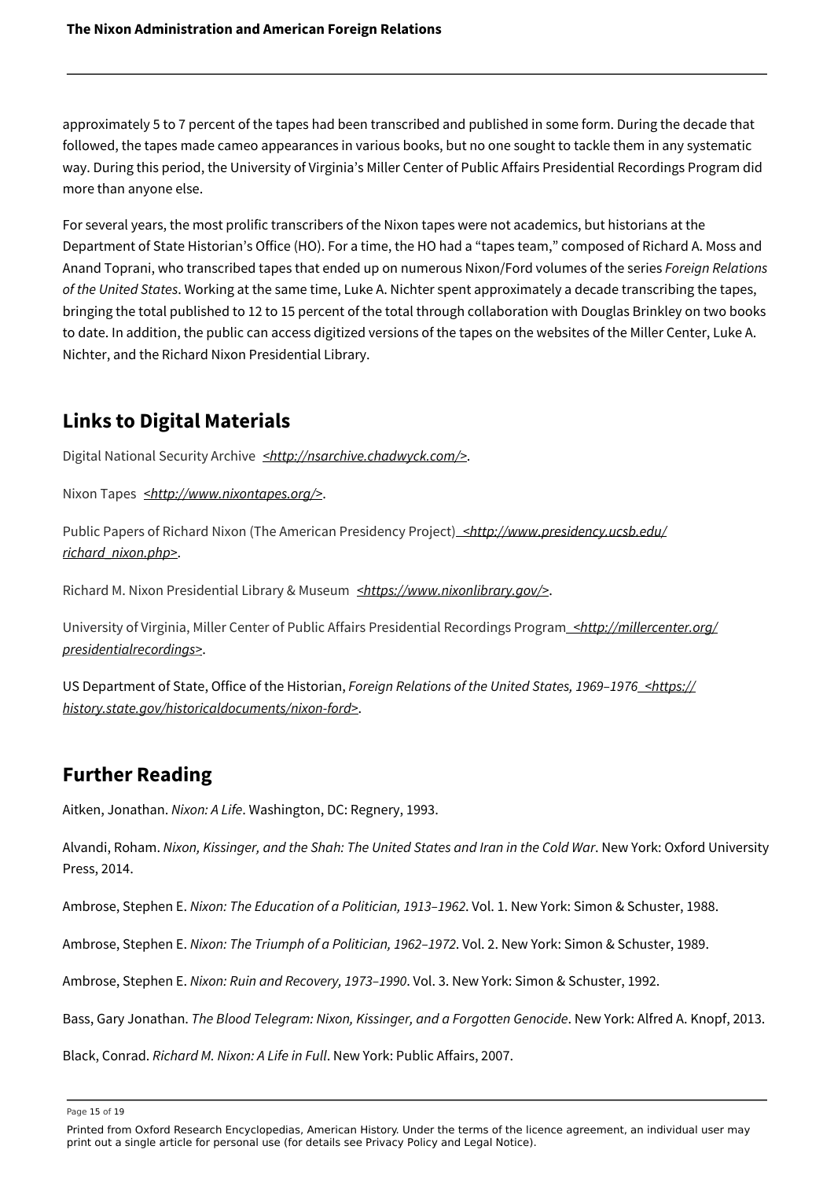approximately 5 to 7 percent of the tapes had been transcribed and published in some form. During the decade that followed, the tapes made cameo appearances in various books, but no one sought to tackle them in any systematic way. During this period, the University of Virginia's Miller Center of Public Affairs Presidential Recordings Program did more than anyone else.

For several years, the most prolific transcribers of the Nixon tapes were not academics, but historians at the Department of State Historian's Office (HO). For a time, the HO had a "tapes team," composed of Richard A. Moss and Anand Toprani, who transcribed tapes that ended up on numerous Nixon/Ford volumes of the series *Foreign Relations of the United States*. Working at the same time, Luke A. Nichter spent approximately a decade transcribing the tapes, bringing the total published to 12 to 15 percent of the total through collaboration with Douglas Brinkley on two books to date. In addition, the public can access digitized versions of the tapes on the websites of the Miller Center, Luke A. Nichter, and the Richard Nixon Presidential Library.

## Links to Digital Materials

Digital National Security Archive *<http://nsarchive.chadwyck.com/>*.

Nixon Tapes *<http://www.nixontapes.org/>*.

Public Papers of Richard Nixon (The American Presidency Project) *<http://www.presidency.ucsb.edu/richard_nixon.php>*.

Richard M. Nixon Presidential Library & Museum *<https://www.nixonlibrary.gov/>*.

University of Virginia, Miller Center of Public Affairs Presidential Recordings Program *<http://millercenter.org/presidentialrecordings>*.

US Department of State, Office of the Historian, *Foreign Relations of the United States, 1969–1976* *<https://history.state.gov/historicaldocuments/nixon-ford>*.

## Further Reading

Aitken, Jonathan. *Nixon: A Life*. Washington, DC: Regnery, 1993.

Alvandi, Roham. *Nixon, Kissinger, and the Shah: The United States and Iran in the Cold War*. New York: Oxford University Press, 2014.

Ambrose, Stephen E. *Nixon: The Education of a Politician, 1913–1962*. Vol. 1. New York: Simon & Schuster, 1988.

Ambrose, Stephen E. *Nixon: The Triumph of a Politician, 1962–1972*. Vol. 2. New York: Simon & Schuster, 1989.

Ambrose, Stephen E. *Nixon: Ruin and Recovery, 1973–1990*. Vol. 3. New York: Simon & Schuster, 1992.

Bass, Gary Jonathan. *The Blood Telegram: Nixon, Kissinger, and a Forgotten Genocide*. New York: Alfred A. Knopf, 2013.

Black, Conrad. *Richard M. Nixon: A Life in Full*. New York: Public Affairs, 2007.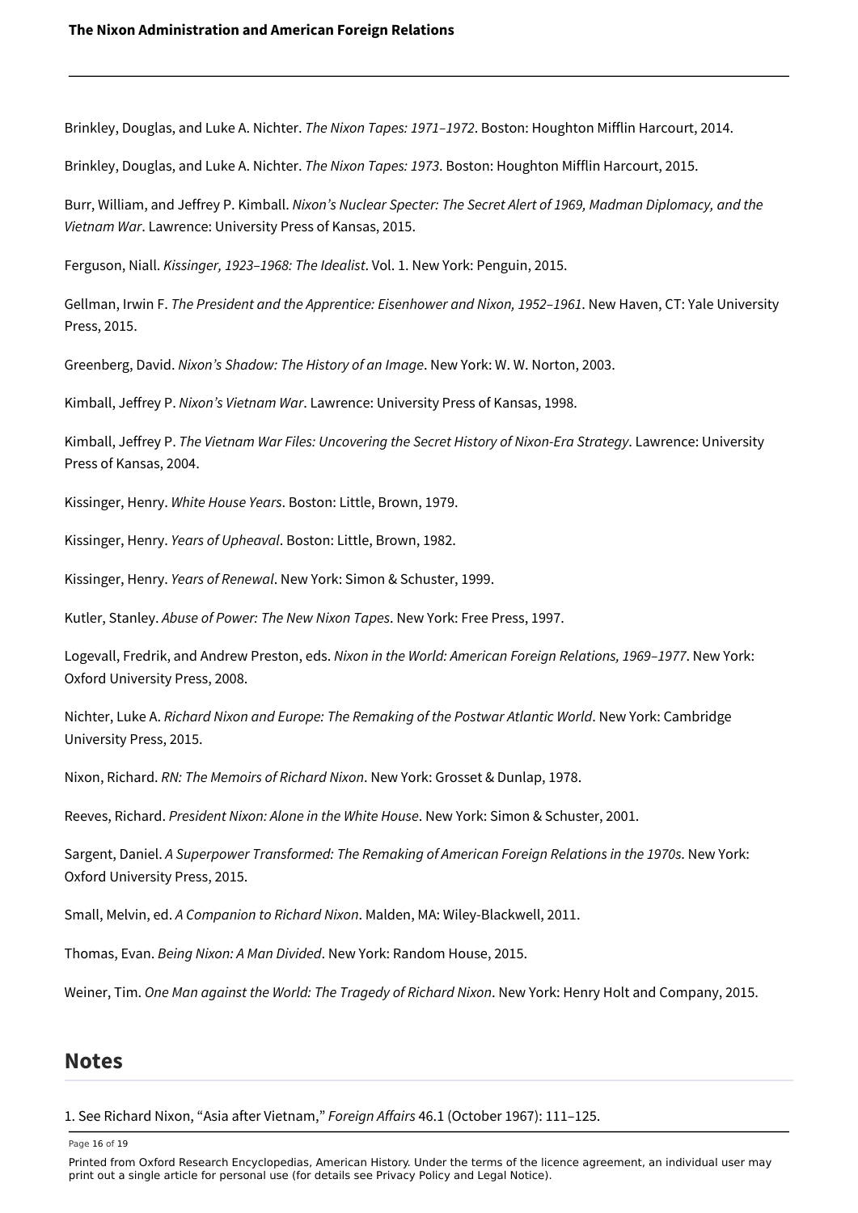Brinkley, Douglas, and Luke A. Nichter. *The Nixon Tapes: 1971–1972*. Boston: Houghton Mifflin Harcourt, 2014.

Brinkley, Douglas, and Luke A. Nichter. *The Nixon Tapes: 1973*. Boston: Houghton Mifflin Harcourt, 2015.

Burr, William, and Jeffrey P. Kimball. *Nixon's Nuclear Specter: The Secret Alert of 1969, Madman Diplomacy, and the Vietnam War*. Lawrence: University Press of Kansas, 2015.

Ferguson, Niall. *Kissinger, 1923–1968: The Idealist*. Vol. 1. New York: Penguin, 2015.

Gellman, Irwin F. *The President and the Apprentice: Eisenhower and Nixon, 1952–1961*. New Haven, CT: Yale University Press, 2015.

Greenberg, David. *Nixon's Shadow: The History of an Image*. New York: W. W. Norton, 2003.

Kimball, Jeffrey P. *Nixon's Vietnam War*. Lawrence: University Press of Kansas, 1998.

Kimball, Jeffrey P. *The Vietnam War Files: Uncovering the Secret History of Nixon-Era Strategy*. Lawrence: University Press of Kansas, 2004.

Kissinger, Henry. *White House Years*. Boston: Little, Brown, 1979.

Kissinger, Henry. *Years of Upheaval*. Boston: Little, Brown, 1982.

Kissinger, Henry. *Years of Renewal*. New York: Simon & Schuster, 1999.

Kutler, Stanley. *Abuse of Power: The New Nixon Tapes*. New York: Free Press, 1997.

Logevall, Fredrik, and Andrew Preston, eds. *Nixon in the World: American Foreign Relations, 1969–1977*. New York: Oxford University Press, 2008.

Nichter, Luke A. *Richard Nixon and Europe: The Remaking of the Postwar Atlantic World*. New York: Cambridge University Press, 2015.

Nixon, Richard. *RN: The Memoirs of Richard Nixon*. New York: Grosset & Dunlap, 1978.

Reeves, Richard. *President Nixon: Alone in the White House*. New York: Simon & Schuster, 2001.

Sargent, Daniel. *A Superpower Transformed: The Remaking of American Foreign Relations in the 1970s*. New York: Oxford University Press, 2015.

Small, Melvin, ed. *A Companion to Richard Nixon*. Malden, MA: Wiley-Blackwell, 2011.

Thomas, Evan. *Being Nixon: A Man Divided*. New York: Random House, 2015.

Weiner, Tim. *One Man against the World: The Tragedy of Richard Nixon*. New York: Henry Holt and Company, 2015.

## Notes

1. See Richard Nixon, "Asia after Vietnam," *Foreign Affairs* 46.1 (October 1967): 111–125.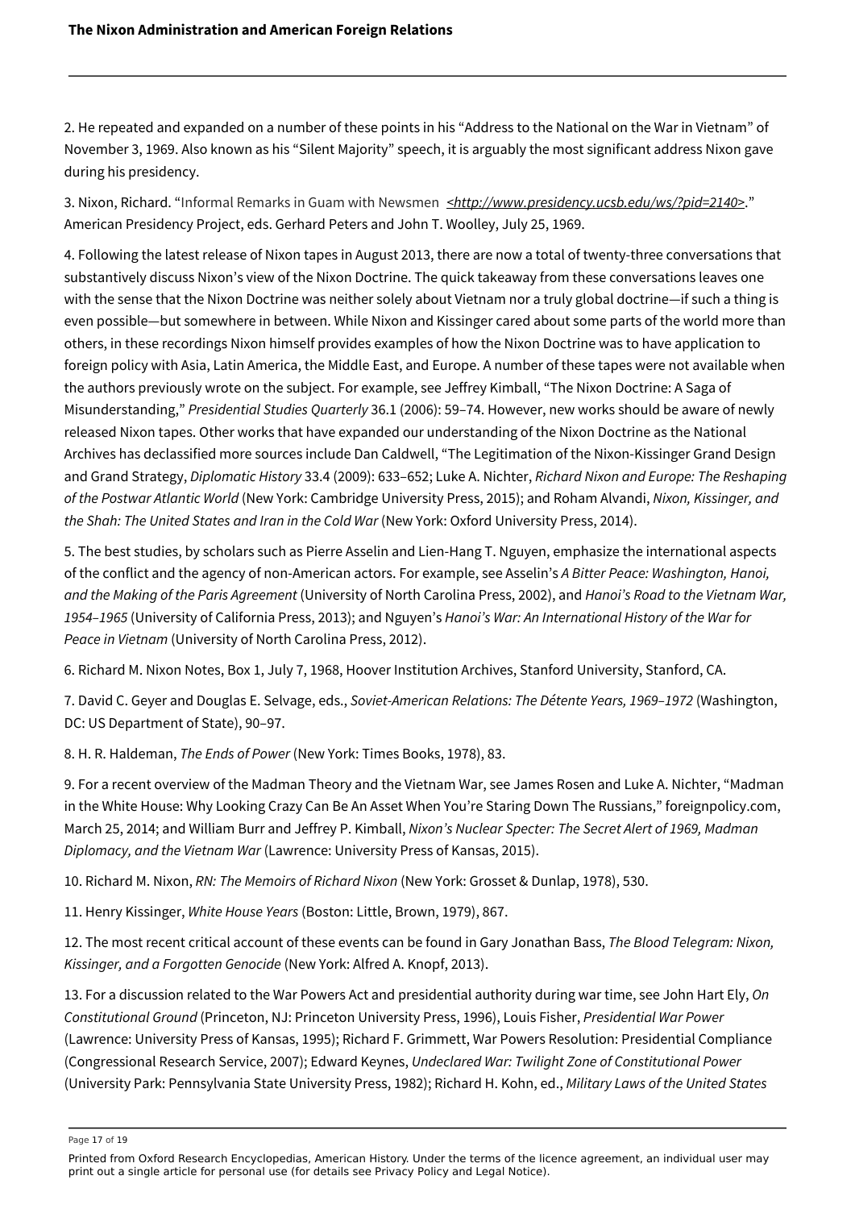2. He repeated and expanded on a number of these points in his "Address to the National on the War in Vietnam" of November 3, 1969. Also known as his "Silent Majority" speech, it is arguably the most significant address Nixon gave during his presidency.

3. Nixon, Richard. "Informal Remarks in Guam with Newsmen <http://www.presidency.ucsb.edu/ws/?pid=2140>." American Presidency Project, eds. Gerhard Peters and John T. Woolley, July 25, 1969.

4. Following the latest release of Nixon tapes in August 2013, there are now a total of twenty-three conversations that substantively discuss Nixon's view of the Nixon Doctrine. The quick takeaway from these conversations leaves one with the sense that the Nixon Doctrine was neither solely about Vietnam nor a truly global doctrine—if such a thing is even possible—but somewhere in between. While Nixon and Kissinger cared about some parts of the world more than others, in these recordings Nixon himself provides examples of how the Nixon Doctrine was to have application to foreign policy with Asia, Latin America, the Middle East, and Europe. A number of these tapes were not available when the authors previously wrote on the subject. For example, see Jeffrey Kimball, "The Nixon Doctrine: A Saga of Misunderstanding," *Presidential Studies Quarterly* 36.1 (2006): 59–74. However, new works should be aware of newly released Nixon tapes. Other works that have expanded our understanding of the Nixon Doctrine as the National Archives has declassified more sources include Dan Caldwell, "The Legitimation of the Nixon-Kissinger Grand Design and Grand Strategy, *Diplomatic History* 33.4 (2009): 633–652; Luke A. Nichter, *Richard Nixon and Europe: The Reshaping of the Postwar Atlantic World* (New York: Cambridge University Press, 2015); and Roham Alvandi, *Nixon, Kissinger, and the Shah: The United States and Iran in the Cold War* (New York: Oxford University Press, 2014).

5. The best studies, by scholars such as Pierre Asselin and Lien-Hang T. Nguyen, emphasize the international aspects of the conflict and the agency of non-American actors. For example, see Asselin's *A Bitter Peace: Washington, Hanoi, and the Making of the Paris Agreement* (University of North Carolina Press, 2002), and *Hanoi's Road to the Vietnam War, 1954–1965* (University of California Press, 2013); and Nguyen's *Hanoi's War: An International History of the War for Peace in Vietnam* (University of North Carolina Press, 2012).

6. Richard M. Nixon Notes, Box 1, July 7, 1968, Hoover Institution Archives, Stanford University, Stanford, CA.

7. David C. Geyer and Douglas E. Selvage, eds., *Soviet-American Relations: The Détente Years, 1969–1972* (Washington, DC: US Department of State), 90–97.

8. H. R. Haldeman, *The Ends of Power* (New York: Times Books, 1978), 83.

9. For a recent overview of the Madman Theory and the Vietnam War, see James Rosen and Luke A. Nichter, "Madman in the White House: Why Looking Crazy Can Be An Asset When You're Staring Down The Russians," foreignpolicy.com, March 25, 2014; and William Burr and Jeffrey P. Kimball, *Nixon's Nuclear Specter: The Secret Alert of 1969, Madman Diplomacy, and the Vietnam War* (Lawrence: University Press of Kansas, 2015).

10. Richard M. Nixon, *RN: The Memoirs of Richard Nixon* (New York: Grosset & Dunlap, 1978), 530.

11. Henry Kissinger, *White House Years* (Boston: Little, Brown, 1979), 867.

12. The most recent critical account of these events can be found in Gary Jonathan Bass, *The Blood Telegram: Nixon, Kissinger, and a Forgotten Genocide* (New York: Alfred A. Knopf, 2013).

13. For a discussion related to the War Powers Act and presidential authority during war time, see John Hart Ely, *On Constitutional Ground* (Princeton, NJ: Princeton University Press, 1996), Louis Fisher, *Presidential War Power* (Lawrence: University Press of Kansas, 1995); Richard F. Grimmett, War Powers Resolution: Presidential Compliance (Congressional Research Service, 2007); Edward Keynes, *Undeclared War: Twilight Zone of Constitutional Power* (University Park: Pennsylvania State University Press, 1982); Richard H. Kohn, ed., *Military Laws of the United States*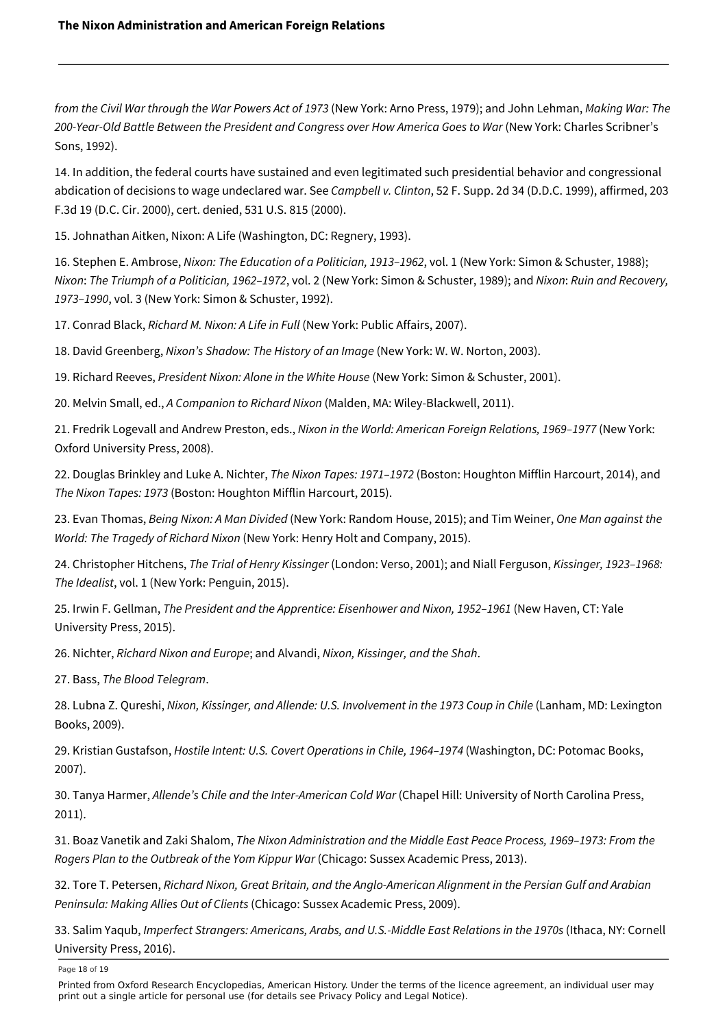*from the Civil War through the War Powers Act of 1973* (New York: Arno Press, 1979); and John Lehman, *Making War: The 200-Year-Old Battle Between the President and Congress over How America Goes to War* (New York: Charles Scribner's Sons, 1992).

14. In addition, the federal courts have sustained and even legitimated such presidential behavior and congressional abdication of decisions to wage undeclared war. See *Campbell v. Clinton*, 52 F. Supp. 2d 34 (D.D.C. 1999), affirmed, 203 F.3d 19 (D.C. Cir. 2000), cert. denied, 531 U.S. 815 (2000).

15. Johnathan Aitken, Nixon: A Life (Washington, DC: Regnery, 1993).

16. Stephen E. Ambrose, *Nixon: The Education of a Politician, 1913–1962*, vol. 1 (New York: Simon & Schuster, 1988); *Nixon*: *The Triumph of a Politician, 1962–1972*, vol. 2 (New York: Simon & Schuster, 1989); and *Nixon*: *Ruin and Recovery, 1973–1990*, vol. 3 (New York: Simon & Schuster, 1992).

17. Conrad Black, *Richard M. Nixon: A Life in Full* (New York: Public Affairs, 2007).

18. David Greenberg, *Nixon's Shadow: The History of an Image* (New York: W. W. Norton, 2003).

19. Richard Reeves, *President Nixon: Alone in the White House* (New York: Simon & Schuster, 2001).

20. Melvin Small, ed., *A Companion to Richard Nixon* (Malden, MA: Wiley-Blackwell, 2011).

21. Fredrik Logevall and Andrew Preston, eds., *Nixon in the World: American Foreign Relations, 1969–1977* (New York: Oxford University Press, 2008).

22. Douglas Brinkley and Luke A. Nichter, *The Nixon Tapes: 1971–1972* (Boston: Houghton Mifflin Harcourt, 2014), and *The Nixon Tapes: 1973* (Boston: Houghton Mifflin Harcourt, 2015).

23. Evan Thomas, *Being Nixon: A Man Divided* (New York: Random House, 2015); and Tim Weiner, *One Man against the World: The Tragedy of Richard Nixon* (New York: Henry Holt and Company, 2015).

24. Christopher Hitchens, *The Trial of Henry Kissinger* (London: Verso, 2001); and Niall Ferguson, *Kissinger, 1923–1968: The Idealist*, vol. 1 (New York: Penguin, 2015).

25. Irwin F. Gellman, *The President and the Apprentice: Eisenhower and Nixon, 1952–1961* (New Haven, CT: Yale University Press, 2015).

26. Nichter, *Richard Nixon and Europe*; and Alvandi, *Nixon, Kissinger, and the Shah*.

27. Bass, *The Blood Telegram*.

28. Lubna Z. Qureshi, *Nixon, Kissinger, and Allende: U.S. Involvement in the 1973 Coup in Chile* (Lanham, MD: Lexington Books, 2009).

29. Kristian Gustafson, *Hostile Intent: U.S. Covert Operations in Chile, 1964–1974* (Washington, DC: Potomac Books, 2007).

30. Tanya Harmer, *Allende's Chile and the Inter-American Cold War* (Chapel Hill: University of North Carolina Press, 2011).

31. Boaz Vanetik and Zaki Shalom, *The Nixon Administration and the Middle East Peace Process, 1969–1973: From the Rogers Plan to the Outbreak of the Yom Kippur War* (Chicago: Sussex Academic Press, 2013).

32. Tore T. Petersen, *Richard Nixon, Great Britain, and the Anglo-American Alignment in the Persian Gulf and Arabian Peninsula: Making Allies Out of Clients* (Chicago: Sussex Academic Press, 2009).

33. Salim Yaqub, *Imperfect Strangers: Americans, Arabs, and U.S.-Middle East Relations in the 1970s* (Ithaca, NY: Cornell University Press, 2016).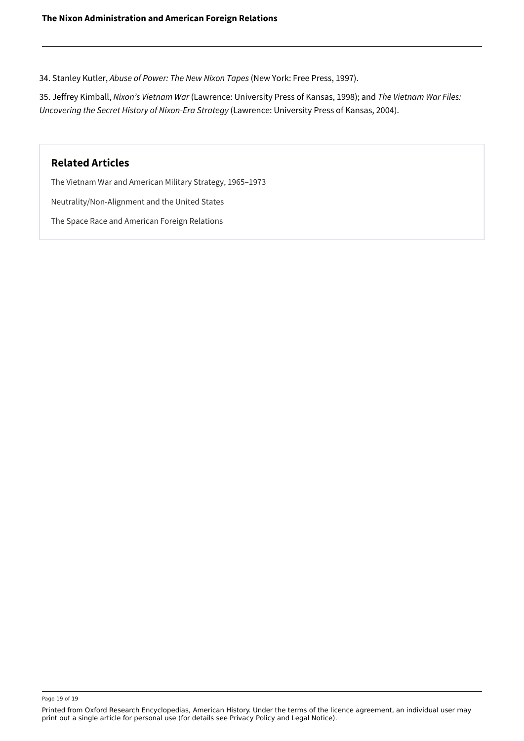34. Stanley Kutler, *Abuse of Power: The New Nixon Tapes* (New York: Free Press, 1997).

35. Jeffrey Kimball, *Nixon's Vietnam War* (Lawrence: University Press of Kansas, 1998); and *The Vietnam War Files: Uncovering the Secret History of Nixon-Era Strategy* (Lawrence: University Press of Kansas, 2004).

## Related Articles

The Vietnam War and American Military Strategy, 1965–1973

Neutrality/Non-Alignment and the United States

The Space Race and American Foreign Relations